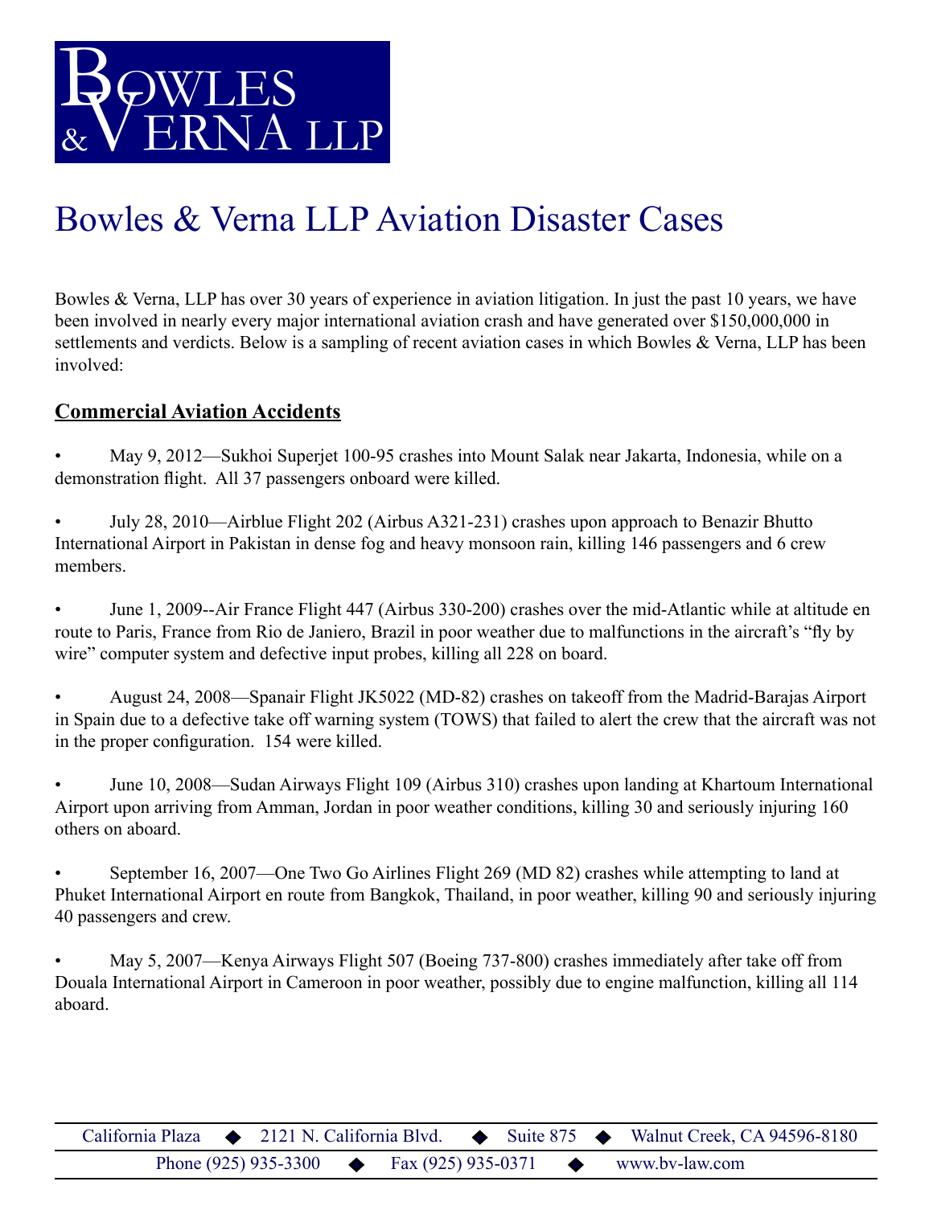# Bowles & Verna LLP

## Bowles & Verna LLP Aviation Disaster Cases

Bowles & Verna, LLP has over 30 years of experience in aviation litigation. In just the past 10 years, we have been involved in nearly every major international aviation crash and have generated over $150,000,000 in settlements and verdicts. Below is a sampling of recent aviation cases in which Bowles & Verna, LLP has been involved:

### Commercial Aviation Accidents

- May 9, 2012—Sukhoi Superjet 100-95 crashes into Mount Salak near Jakarta, Indonesia, while on a demonstration flight. All 37 passengers onboard were killed.

- July 28, 2010—Airblue Flight 202 (Airbus A321-231) crashes upon approach to Benazir Bhutto International Airport in Pakistan in dense fog and heavy monsoon rain, killing 146 passengers and 6 crew members.

- June 1, 2009--Air France Flight 447 (Airbus 330-200) crashes over the mid-Atlantic while at altitude en route to Paris, France from Rio de Janiero, Brazil in poor weather due to malfunctions in the aircraft's "fly by wire" computer system and defective input probes, killing all 228 on board.

- August 24, 2008—Spanair Flight JK5022 (MD-82) crashes on takeoff from the Madrid-Barajas Airport in Spain due to a defective take off warning system (TOWS) that failed to alert the crew that the aircraft was not in the proper configuration. 154 were killed.

- June 10, 2008—Sudan Airways Flight 109 (Airbus 310) crashes upon landing at Khartoum International Airport upon arriving from Amman, Jordan in poor weather conditions, killing 30 and seriously injuring 160 others on aboard.

- September 16, 2007—One Two Go Airlines Flight 269 (MD 82) crashes while attempting to land at Phuket International Airport en route from Bangkok, Thailand, in poor weather, killing 90 and seriously injuring 40 passengers and crew.

- May 5, 2007—Kenya Airways Flight 507 (Boeing 737-800) crashes immediately after take off from Douala International Airport in Cameroon in poor weather, possibly due to engine malfunction, killing all 114 aboard.

California Plaza ◆ 2121 N. California Blvd. ◆ Suite 875 ◆ Walnut Creek, CA 94596-8180
Phone (925) 935-3300 ◆ Fax (925) 935-0371 ◆ www.bv-law.com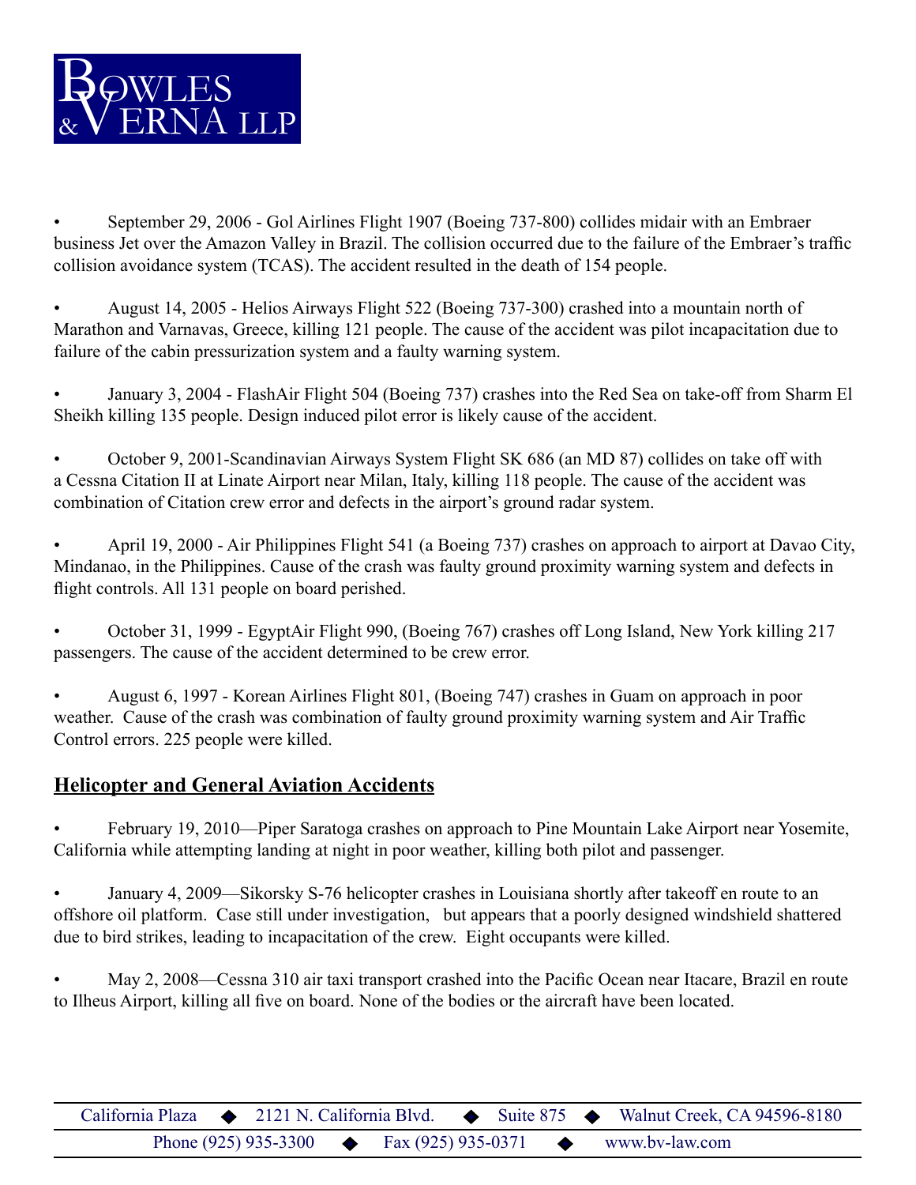- September 29, 2006 - Gol Airlines Flight 1907 (Boeing 737-800) collides midair with an Embraer business Jet over the Amazon Valley in Brazil. The collision occurred due to the failure of the Embraer's traffic collision avoidance system (TCAS). The accident resulted in the death of 154 people.

- August 14, 2005 - Helios Airways Flight 522 (Boeing 737-300) crashed into a mountain north of Marathon and Varnavas, Greece, killing 121 people. The cause of the accident was pilot incapacitation due to failure of the cabin pressurization system and a faulty warning system.

- January 3, 2004 - FlashAir Flight 504 (Boeing 737) crashes into the Red Sea on take-off from Sharm El Sheikh killing 135 people. Design induced pilot error is likely cause of the accident.

- October 9, 2001-Scandinavian Airways System Flight SK 686 (an MD 87) collides on take off with a Cessna Citation II at Linate Airport near Milan, Italy, killing 118 people. The cause of the accident was combination of Citation crew error and defects in the airport's ground radar system.

- April 19, 2000 - Air Philippines Flight 541 (a Boeing 737) crashes on approach to airport at Davao City, Mindanao, in the Philippines. Cause of the crash was faulty ground proximity warning system and defects in flight controls. All 131 people on board perished.

- October 31, 1999 - EgyptAir Flight 990, (Boeing 767) crashes off Long Island, New York killing 217 passengers. The cause of the accident determined to be crew error.

- August 6, 1997 - Korean Airlines Flight 801, (Boeing 747) crashes in Guam on approach in poor weather. Cause of the crash was combination of faulty ground proximity warning system and Air Traffic Control errors. 225 people were killed.

## Helicopter and General Aviation Accidents

- February 19, 2010—Piper Saratoga crashes on approach to Pine Mountain Lake Airport near Yosemite, California while attempting landing at night in poor weather, killing both pilot and passenger.

- January 4, 2009—Sikorsky S-76 helicopter crashes in Louisiana shortly after takeoff en route to an offshore oil platform. Case still under investigation, but appears that a poorly designed windshield shattered due to bird strikes, leading to incapacitation of the crew. Eight occupants were killed.

- May 2, 2008—Cessna 310 air taxi transport crashed into the Pacific Ocean near Itacare, Brazil en route to Ilheus Airport, killing all five on board. None of the bodies or the aircraft have been located.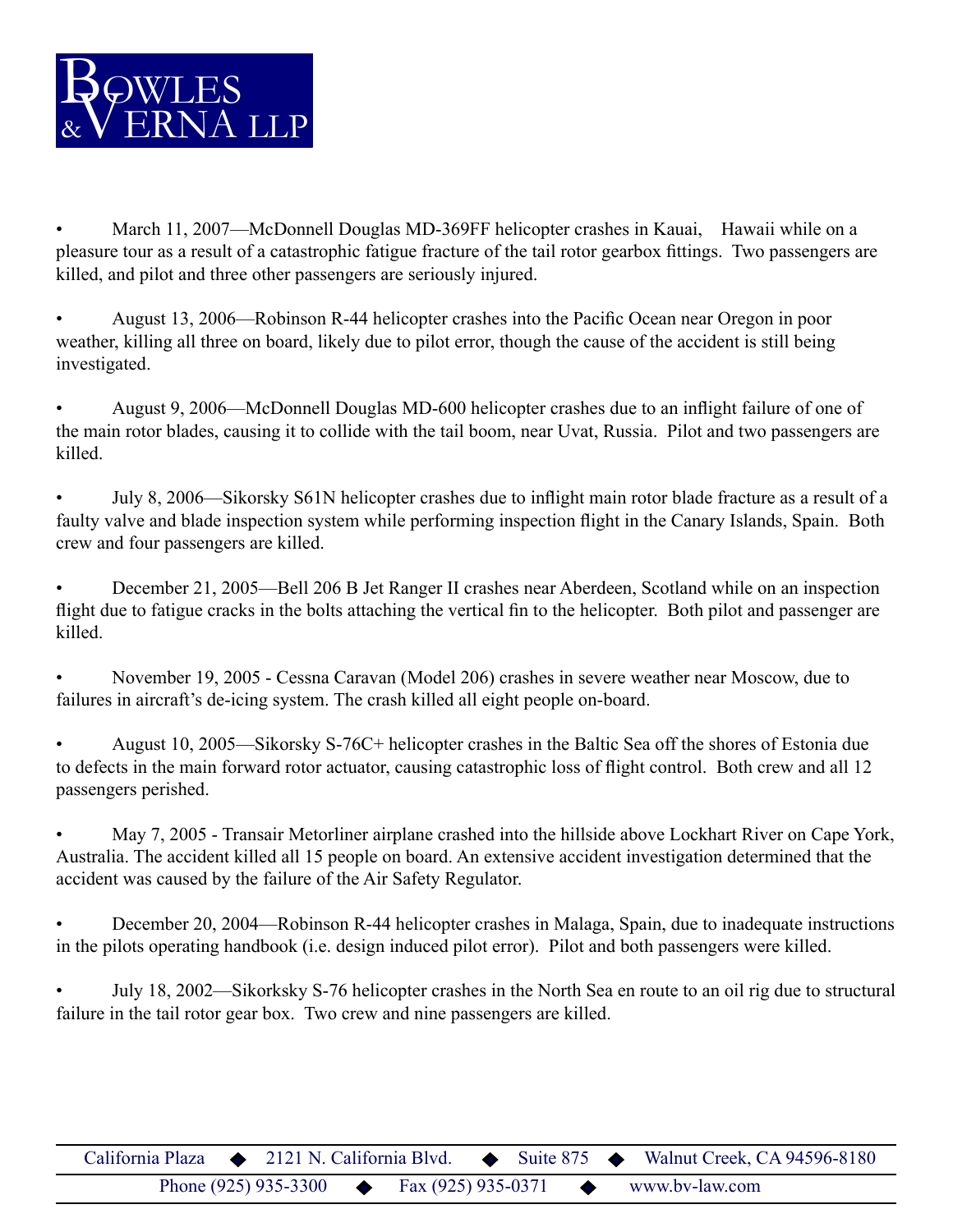- March 11, 2007—McDonnell Douglas MD-369FF helicopter crashes in Kauai, Hawaii while on a pleasure tour as a result of a catastrophic fatigue fracture of the tail rotor gearbox fittings. Two passengers are killed, and pilot and three other passengers are seriously injured.

- August 13, 2006—Robinson R-44 helicopter crashes into the Pacific Ocean near Oregon in poor weather, killing all three on board, likely due to pilot error, though the cause of the accident is still being investigated.

- August 9, 2006—McDonnell Douglas MD-600 helicopter crashes due to an inflight failure of one of the main rotor blades, causing it to collide with the tail boom, near Uvat, Russia. Pilot and two passengers are killed.

- July 8, 2006—Sikorsky S61N helicopter crashes due to inflight main rotor blade fracture as a result of a faulty valve and blade inspection system while performing inspection flight in the Canary Islands, Spain. Both crew and four passengers are killed.

- December 21, 2005—Bell 206 B Jet Ranger II crashes near Aberdeen, Scotland while on an inspection flight due to fatigue cracks in the bolts attaching the vertical fin to the helicopter. Both pilot and passenger are killed.

- November 19, 2005 - Cessna Caravan (Model 206) crashes in severe weather near Moscow, due to failures in aircraft's de-icing system. The crash killed all eight people on-board.

- August 10, 2005—Sikorsky S-76C+ helicopter crashes in the Baltic Sea off the shores of Estonia due to defects in the main forward rotor actuator, causing catastrophic loss of flight control. Both crew and all 12 passengers perished.

- May 7, 2005 - Transair Metorliner airplane crashed into the hillside above Lockhart River on Cape York, Australia. The accident killed all 15 people on board. An extensive accident investigation determined that the accident was caused by the failure of the Air Safety Regulator.

- December 20, 2004—Robinson R-44 helicopter crashes in Malaga, Spain, due to inadequate instructions in the pilots operating handbook (i.e. design induced pilot error). Pilot and both passengers were killed.

- July 18, 2002—Sikorksky S-76 helicopter crashes in the North Sea en route to an oil rig due to structural failure in the tail rotor gear box. Two crew and nine passengers are killed.